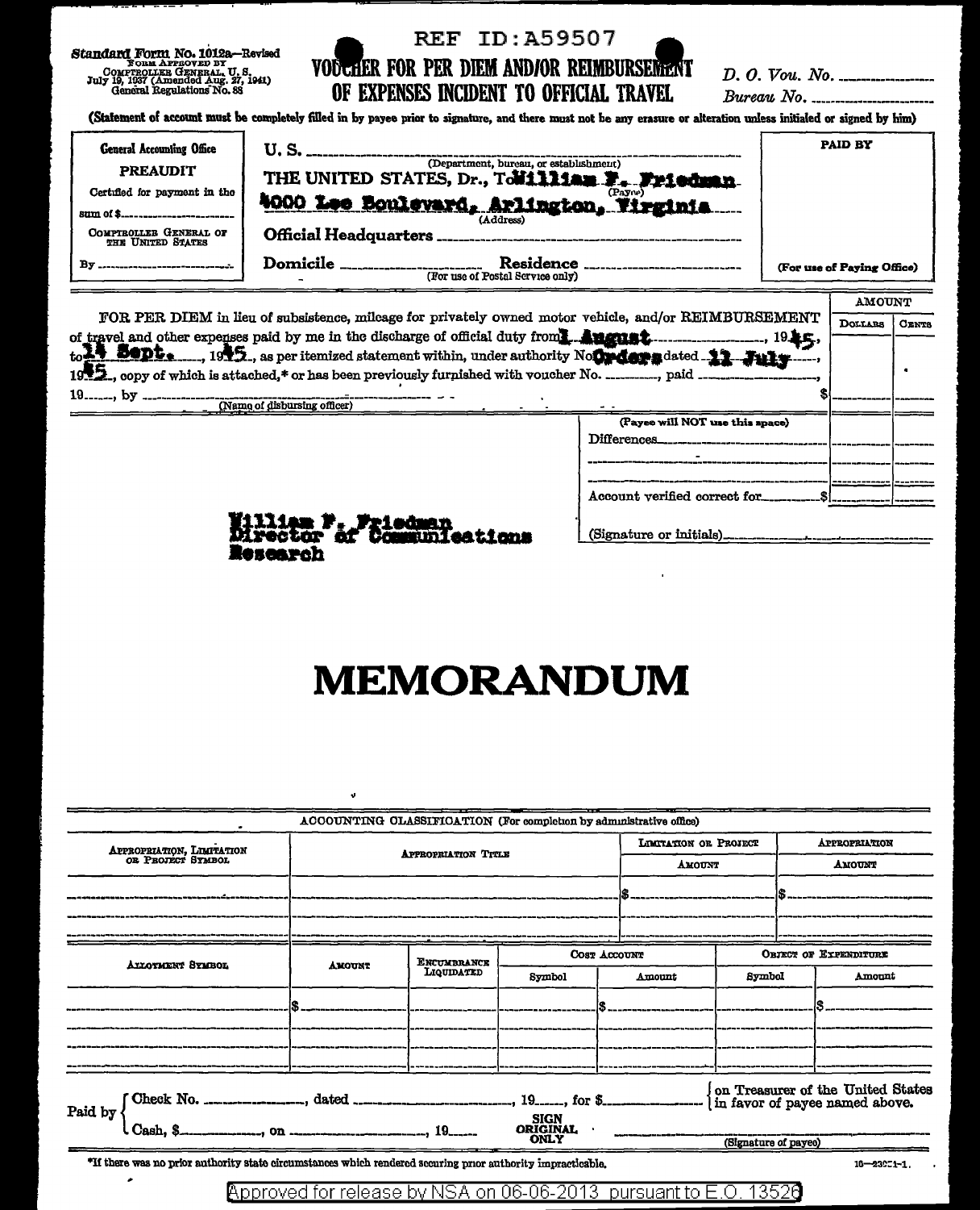REF ID:A59507

Standard Form No. 1012a—Revised
FORM APPROVED BY
COMPTROLLER GENERAL, U. S.
July 19, 1937 (Amended Aug. 27, 1941)
General Regulations No. 88

# VOUCHER FOR PER DIEM AND/OR REIMBURSEMENT OF EXPENSES INCIDENT TO OFFICIAL TRAVEL

*D. O. Vou. No.* ______________
*Bureau No.* ______________

(Statement of account must be completely filled in by payee prior to signature, and there must not be any erasure or alteration unless initialed or signed by him)

| General Accounting Office PREAUDIT | | PAID BY |
|---|---|---|
| Certified for payment in the sum of $______ | U. S. ______ (Department, bureau, or establishment) | |
| COMPTROLLER GENERAL OF THE UNITED STATES | THE UNITED STATES, Dr., To **William F. Friedman** (Payee) | |
| By ______ | **4000 Lee Boulevard, Arlington, Virginia** (Address) | |
| | Official Headquarters ______ | |
| | Domicile ______ Residence ______ (For use of Postal Service only) | (For use of Paying Office) |

| | AMOUNT | |
|---|---|---|
| | Dollars | Cents |
| FOR PER DIEM in lieu of subsistence, mileage for privately owned motor vehicle, and/or REIMBURSEMENT of travel and other expenses paid by me in the discharge of official duty from **1 August**, 19**45**, to **14 Sept.**, 19**45**, as per itemized statement within, under authority No **Orders** dated **11 July**, 19**45**, copy of which is attached,* or has been previously furnished with voucher No. ______, paid ______, 19____, by ______ (Name of disbursing officer) | $ | . |
| (Payee will NOT use this space) Differences ______ | | |
| Account verified correct for ______ $ | | |
| (Signature or initials) ______ | | |

**William F. Friedman**
**Director of Communications Research**

# MEMORANDUM

ACCOUNTING CLASSIFICATION (For completion by administrative office)

| Appropriation, Limitation or Project Symbol | Appropriation Title | Limitation or Project Amount | Appropriation Amount |
|---|---|---|---|
| | | $ | $ |
| | | | |

| Allotment Symbol | Amount | Encumbrance Liquidated | Cost Account Symbol | Cost Account Amount | Object of Expenditure Symbol | Object of Expenditure Amount |
|---|---|---|---|---|---|---|
| | $ | | | $ | | $ |
| | | | | | | |
| | | | | | | |

Paid by { Check No. ______, dated ______, 19____, for $______ { on Treasurer of the United States in favor of payee named above.
Cash, $______, on ______, 19____ SIGN ORIGINAL ONLY ______ (Signature of payee)

*If there was no prior authority state circumstances which rendered securing prior authority impracticable.

16—23021-1.

Approved for release by NSA on 06-06-2013 pursuant to E.O. 13526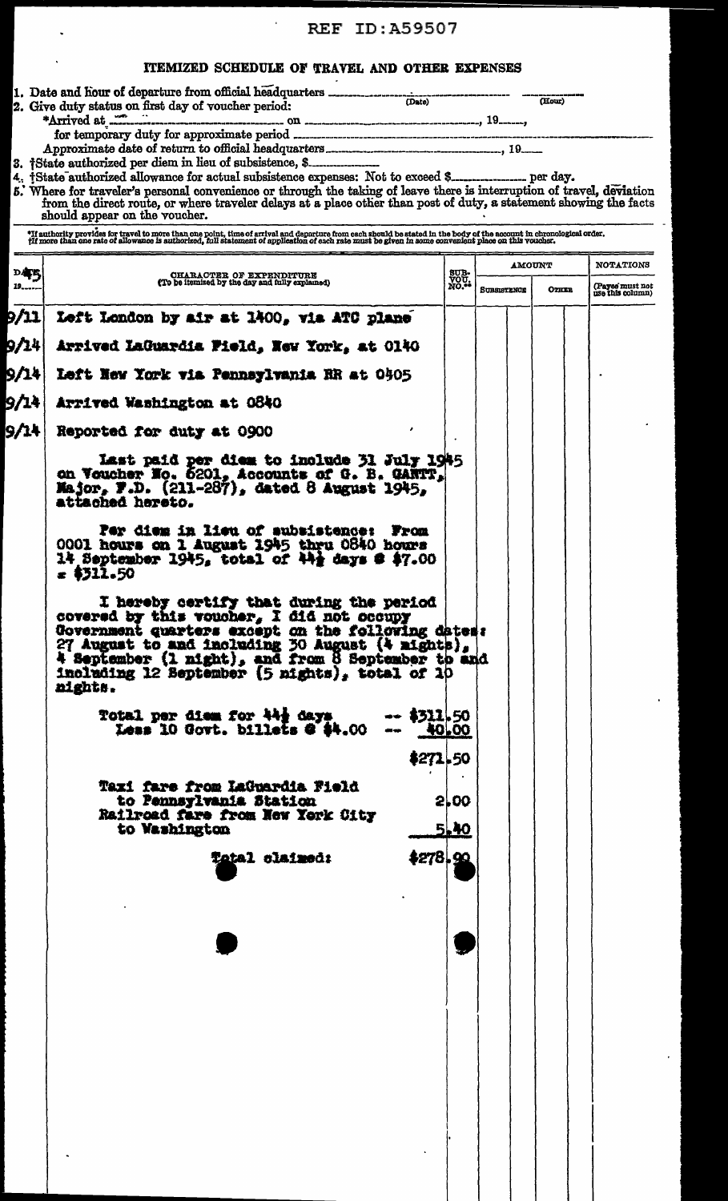REF ID:A59507

# ITEMIZED SCHEDULE OF TRAVEL AND OTHER EXPENSES

1. Date and hour of departure from official headquarters ______________ (Date) ______________ (Hour)
2. Give duty status on first day of voucher period:

   *Arrived at ______________ on ______________, 19____,

   for temporary duty for approximate period ______________

   Approximate date of return to official headquarters ______________, 19____
3. †State authorized per diem in lieu of subsistence, $______________
4. †State authorized allowance for actual subsistence expenses: Not to exceed $______________ per day.
5. Where for traveler's personal convenience or through the taking of leave there is interruption of travel, deviation from the direct route, or where traveler delays at a place other than post of duty, a statement showing the facts should appear on the voucher.

*If authority provides for travel to more than one point, time of arrival and departure from each should be stated in the body of the account in chronological order.
†If more than one rate of allowance is authorized, full statement of application of each rate must be given in some convenient place on this voucher.

| DATE 1945 | CHARACTER OF EXPENDITURE (To be itemized by the day and fully explained) | SUB-VOU. NO.** | AMOUNT Subsistence | AMOUNT Other | NOTATIONS (Payee must not use this column) |
|---|---|---|---|---|---|
| 9/11 | Left London by air at 1400, via ATC plane | | | | |
| 9/14 | Arrived LaGuardia Field, New York, at 0140 | | | | |
| 9/14 | Left New York via Pennsylvania RR at 0405 | | | | |
| 9/14 | Arrived Washington at 0840 | | | | |
| 9/14 | Reported for duty at 0900 | | | | |
| | Last paid per diem to include 31 July 1945 on Voucher No. 6201, Accounts of G. B. GANTT, Major, F.D. (211-287), dated 8 August 1945, attached hereto. | | | | |
| | Per diem in lieu of subsistence: From 0001 hours on 1 August 1945 thru 0840 hours 14 September 1945, total of 44½ days @ $7.00 = $311.50 | | | | |
| | I hereby certify that during the period covered by this voucher, I did not occupy Government quarters except on the following dates: 27 August to and including 30 August (4 nights), 4 September (1 night), and from 8 September to and including 12 September (5 nights), total of 10 nights. | | | | |
| | Total per diem for 44½ days -- $311.50 | | | | |
| | Less 10 Govt. billets @ $4.00 -- 40.00 | | | | |
| | $271.50 | | | | |
| | Taxi fare from LaGuardia Field to Pennsylvania Station 2.00 | | | | |
| | Railroad fare from New York City to Washington 5.40 | | | | |
| | Total claimed: $278.90 | | | | |